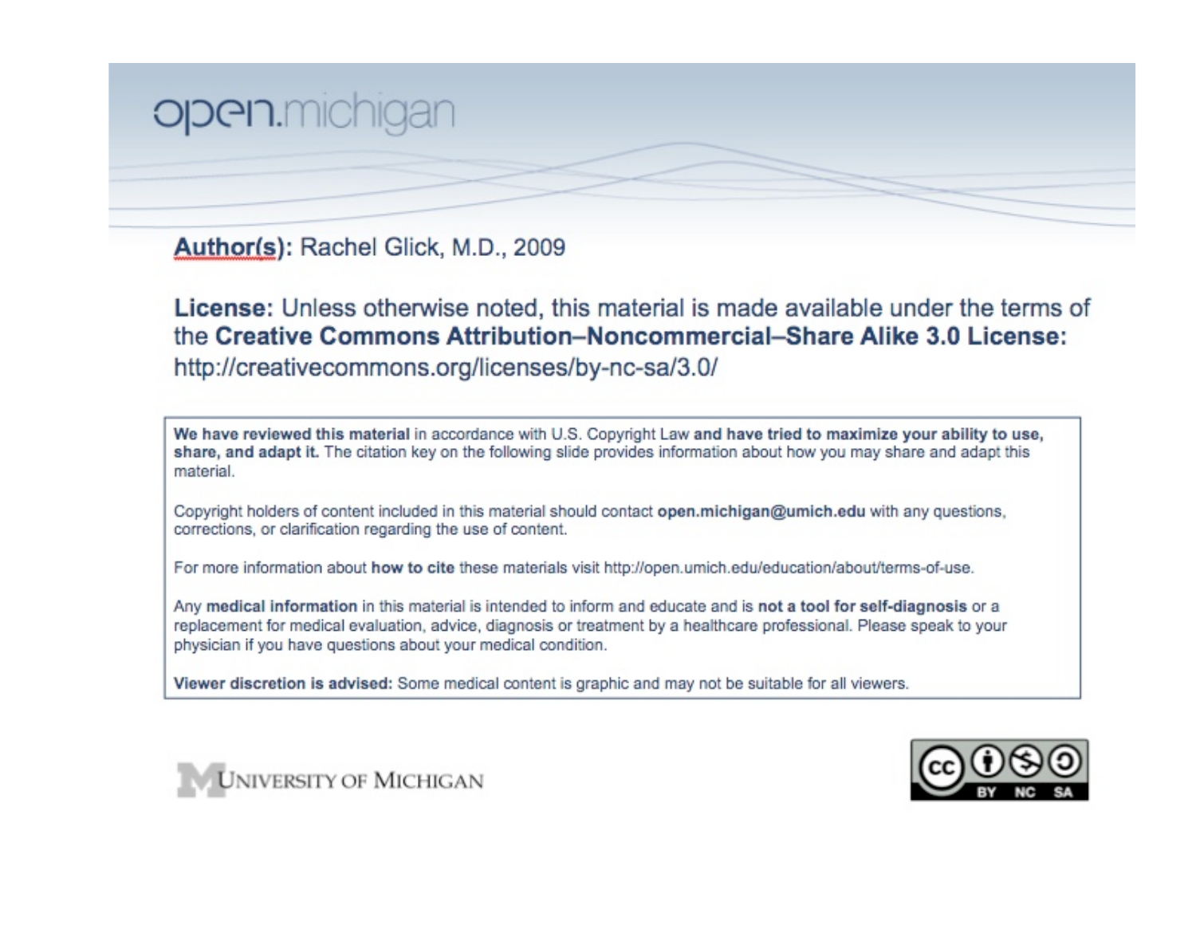open.michigan

**Author(s):** Rachel Glick, M.D., 2009

**License:** Unless otherwise noted, this material is made available under the terms of the **Creative Commons Attribution–Noncommercial–Share Alike 3.0 License:** http://creativecommons.org/licenses/by-nc-sa/3.0/

**We have reviewed this material** in accordance with U.S. Copyright Law **and have tried to maximize your ability to use, share, and adapt it.** The citation key on the following slide provides information about how you may share and adapt this material.

Copyright holders of content included in this material should contact **open.michigan@umich.edu** with any questions, corrections, or clarification regarding the use of content.

For more information about **how to cite** these materials visit http://open.umich.edu/education/about/terms-of-use.

Any **medical information** in this material is intended to inform and educate and is **not a tool for self-diagnosis** or a replacement for medical evaluation, advice, diagnosis or treatment by a healthcare professional. Please speak to your physician if you have questions about your medical condition.

**Viewer discretion is advised:** Some medical content is graphic and may not be suitable for all viewers.

University of Michigan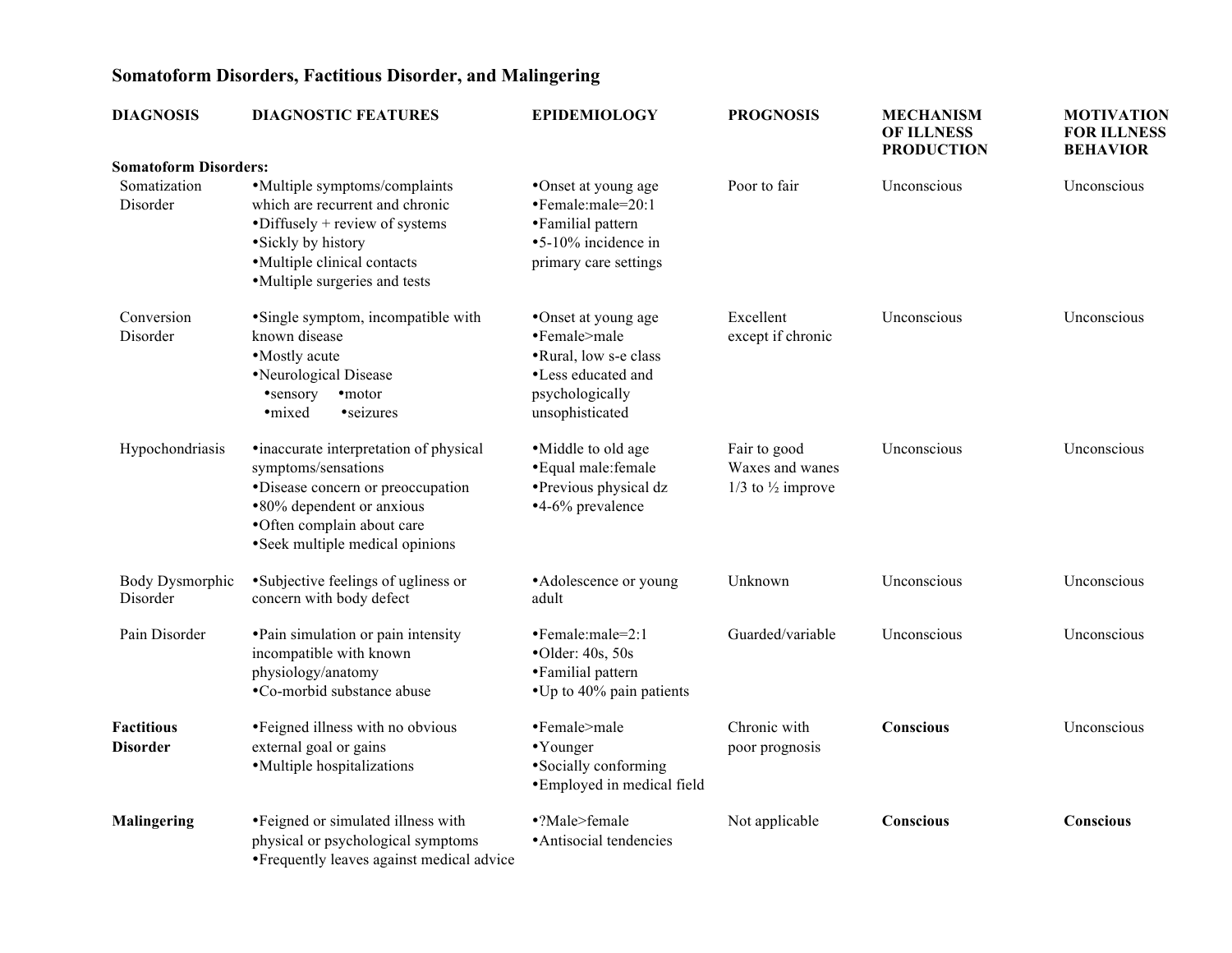# Somatoform Disorders, Factitious Disorder, and Malingering

| DIAGNOSIS | DIAGNOSTIC FEATURES | EPIDEMIOLOGY | PROGNOSIS | MECHANISM OF ILLNESS PRODUCTION | MOTIVATION FOR ILLNESS BEHAVIOR |
|---|---|---|---|---|---|
| **Somatoform Disorders:** | | | | | |
| Somatization Disorder | •Multiple symptoms/complaints which are recurrent and chronic<br>•Diffusely + review of systems<br>•Sickly by history<br>•Multiple clinical contacts<br>•Multiple surgeries and tests | •Onset at young age<br>•Female:male=20:1<br>•Familial pattern<br>•5-10% incidence in primary care settings | Poor to fair | Unconscious | Unconscious |
| Conversion Disorder | •Single symptom, incompatible with known disease<br>•Mostly acute<br>•Neurological Disease<br>•sensory •motor<br>•mixed •seizures | •Onset at young age<br>•Female>male<br>•Rural, low s-e class<br>•Less educated and psychologically unsophisticated | Excellent except if chronic | Unconscious | Unconscious |
| Hypochondriasis | •inaccurate interpretation of physical symptoms/sensations<br>•Disease concern or preoccupation<br>•80% dependent or anxious<br>•Often complain about care<br>•Seek multiple medical opinions | •Middle to old age<br>•Equal male:female<br>•Previous physical dz<br>•4-6% prevalence | Fair to good<br>Waxes and wanes<br>1/3 to ½ improve | Unconscious | Unconscious |
| Body Dysmorphic Disorder | •Subjective feelings of ugliness or concern with body defect | •Adolescence or young adult | Unknown | Unconscious | Unconscious |
| Pain Disorder | •Pain simulation or pain intensity incompatible with known physiology/anatomy<br>•Co-morbid substance abuse | •Female:male=2:1<br>•Older: 40s, 50s<br>•Familial pattern<br>•Up to 40% pain patients | Guarded/variable | Unconscious | Unconscious |
| **Factitious Disorder** | •Feigned illness with no obvious external goal or gains<br>•Multiple hospitalizations | •Female>male<br>•Younger<br>•Socially conforming<br>•Employed in medical field | Chronic with poor prognosis | **Conscious** | Unconscious |
| **Malingering** | •Feigned or simulated illness with physical or psychological symptoms<br>•Frequently leaves against medical advice | •?Male>female<br>•Antisocial tendencies | Not applicable | **Conscious** | **Conscious** |